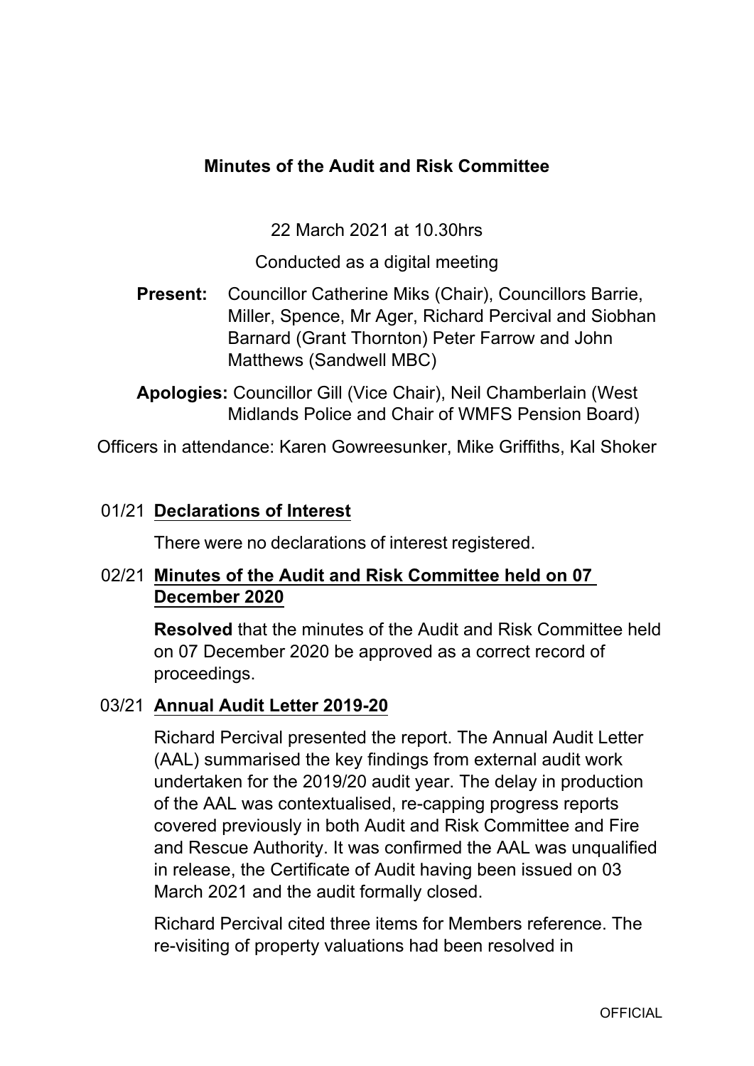# Minutes of the Audit and Risk Committee

22 March 2021 at 10.30hrs

Conducted as a digital meeting

**Present:** Councillor Catherine Miks (Chair), Councillors Barrie, Miller, Spence, Mr Ager, Richard Percival and Siobhan Barnard (Grant Thornton) Peter Farrow and John Matthews (Sandwell MBC)

**Apologies:** Councillor Gill (Vice Chair), Neil Chamberlain (West Midlands Police and Chair of WMFS Pension Board)

Officers in attendance: Karen Gowreesunker, Mike Griffiths, Kal Shoker

## 01/21 Declarations of Interest

There were no declarations of interest registered.

## 02/21 Minutes of the Audit and Risk Committee held on 07 December 2020

**Resolved** that the minutes of the Audit and Risk Committee held on 07 December 2020 be approved as a correct record of proceedings.

## 03/21 Annual Audit Letter 2019-20

Richard Percival presented the report. The Annual Audit Letter (AAL) summarised the key findings from external audit work undertaken for the 2019/20 audit year. The delay in production of the AAL was contextualised, re-capping progress reports covered previously in both Audit and Risk Committee and Fire and Rescue Authority. It was confirmed the AAL was unqualified in release, the Certificate of Audit having been issued on 03 March 2021 and the audit formally closed.

Richard Percival cited three items for Members reference. The re-visiting of property valuations had been resolved in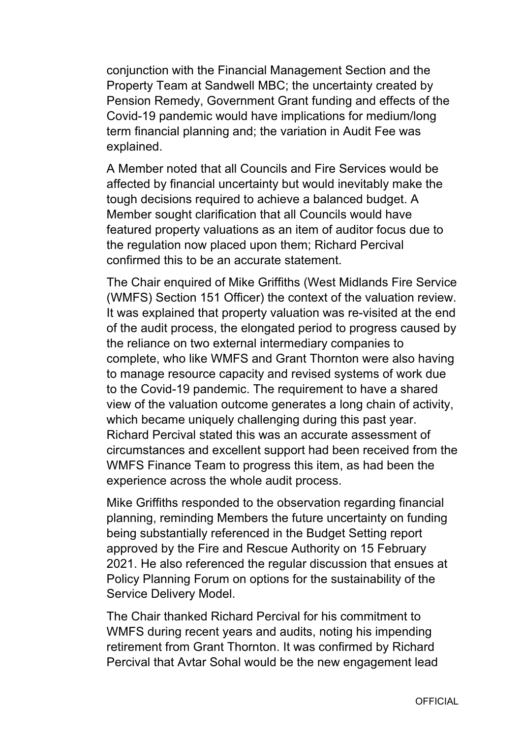conjunction with the Financial Management Section and the Property Team at Sandwell MBC; the uncertainty created by Pension Remedy, Government Grant funding and effects of the Covid-19 pandemic would have implications for medium/long term financial planning and; the variation in Audit Fee was explained.

A Member noted that all Councils and Fire Services would be affected by financial uncertainty but would inevitably make the tough decisions required to achieve a balanced budget. A Member sought clarification that all Councils would have featured property valuations as an item of auditor focus due to the regulation now placed upon them; Richard Percival confirmed this to be an accurate statement.

The Chair enquired of Mike Griffiths (West Midlands Fire Service (WMFS) Section 151 Officer) the context of the valuation review. It was explained that property valuation was re-visited at the end of the audit process, the elongated period to progress caused by the reliance on two external intermediary companies to complete, who like WMFS and Grant Thornton were also having to manage resource capacity and revised systems of work due to the Covid-19 pandemic. The requirement to have a shared view of the valuation outcome generates a long chain of activity, which became uniquely challenging during this past year. Richard Percival stated this was an accurate assessment of circumstances and excellent support had been received from the WMFS Finance Team to progress this item, as had been the experience across the whole audit process.

Mike Griffiths responded to the observation regarding financial planning, reminding Members the future uncertainty on funding being substantially referenced in the Budget Setting report approved by the Fire and Rescue Authority on 15 February 2021. He also referenced the regular discussion that ensues at Policy Planning Forum on options for the sustainability of the Service Delivery Model.

The Chair thanked Richard Percival for his commitment to WMFS during recent years and audits, noting his impending retirement from Grant Thornton. It was confirmed by Richard Percival that Avtar Sohal would be the new engagement lead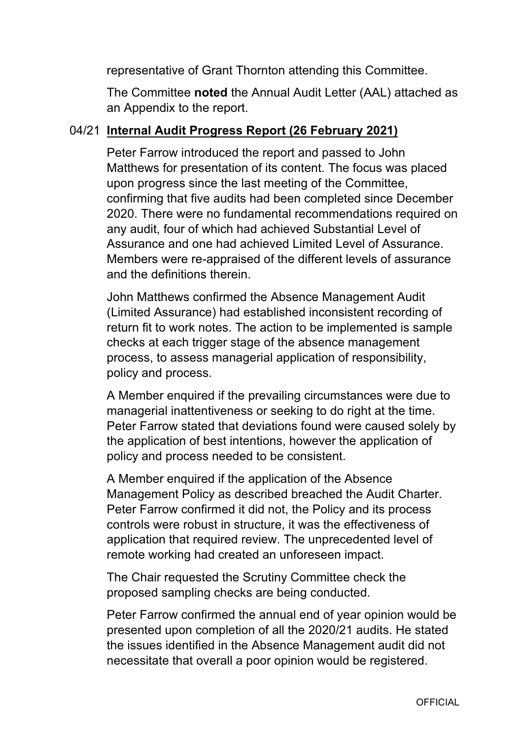representative of Grant Thornton attending this Committee.

The Committee **noted** the Annual Audit Letter (AAL) attached as an Appendix to the report.

04/21 **Internal Audit Progress Report (26 February 2021)**

Peter Farrow introduced the report and passed to John Matthews for presentation of its content. The focus was placed upon progress since the last meeting of the Committee, confirming that five audits had been completed since December 2020. There were no fundamental recommendations required on any audit, four of which had achieved Substantial Level of Assurance and one had achieved Limited Level of Assurance. Members were re-appraised of the different levels of assurance and the definitions therein.

John Matthews confirmed the Absence Management Audit (Limited Assurance) had established inconsistent recording of return fit to work notes. The action to be implemented is sample checks at each trigger stage of the absence management process, to assess managerial application of responsibility, policy and process.

A Member enquired if the prevailing circumstances were due to managerial inattentiveness or seeking to do right at the time. Peter Farrow stated that deviations found were caused solely by the application of best intentions, however the application of policy and process needed to be consistent.

A Member enquired if the application of the Absence Management Policy as described breached the Audit Charter. Peter Farrow confirmed it did not, the Policy and its process controls were robust in structure, it was the effectiveness of application that required review. The unprecedented level of remote working had created an unforeseen impact.

The Chair requested the Scrutiny Committee check the proposed sampling checks are being conducted.

Peter Farrow confirmed the annual end of year opinion would be presented upon completion of all the 2020/21 audits. He stated the issues identified in the Absence Management audit did not necessitate that overall a poor opinion would be registered.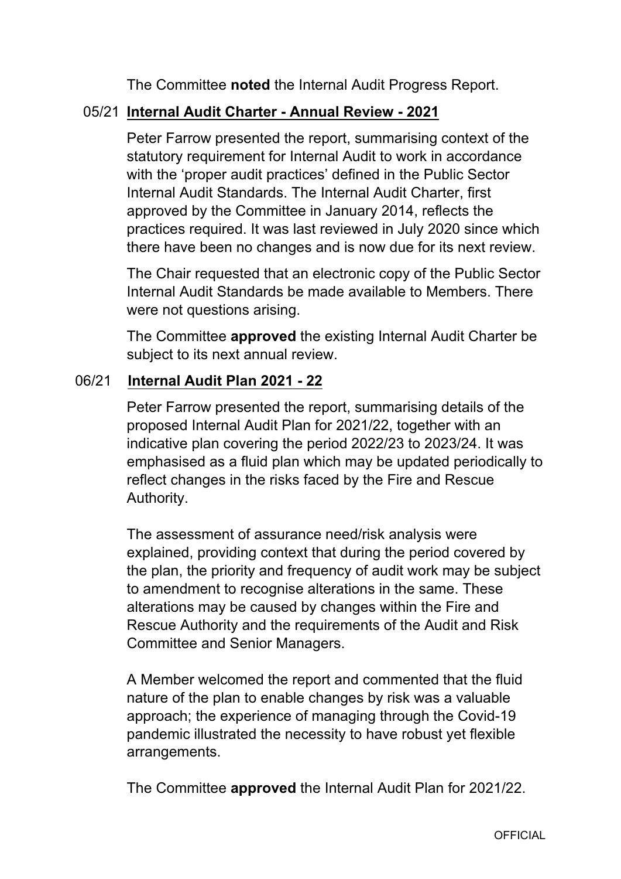The Committee **noted** the Internal Audit Progress Report.

## 05/21 Internal Audit Charter - Annual Review - 2021

Peter Farrow presented the report, summarising context of the statutory requirement for Internal Audit to work in accordance with the 'proper audit practices' defined in the Public Sector Internal Audit Standards. The Internal Audit Charter, first approved by the Committee in January 2014, reflects the practices required. It was last reviewed in July 2020 since which there have been no changes and is now due for its next review.

The Chair requested that an electronic copy of the Public Sector Internal Audit Standards be made available to Members. There were not questions arising.

The Committee **approved** the existing Internal Audit Charter be subject to its next annual review.

## 06/21 Internal Audit Plan 2021 - 22

Peter Farrow presented the report, summarising details of the proposed Internal Audit Plan for 2021/22, together with an indicative plan covering the period 2022/23 to 2023/24. It was emphasised as a fluid plan which may be updated periodically to reflect changes in the risks faced by the Fire and Rescue Authority.

The assessment of assurance need/risk analysis were explained, providing context that during the period covered by the plan, the priority and frequency of audit work may be subject to amendment to recognise alterations in the same. These alterations may be caused by changes within the Fire and Rescue Authority and the requirements of the Audit and Risk Committee and Senior Managers.

A Member welcomed the report and commented that the fluid nature of the plan to enable changes by risk was a valuable approach; the experience of managing through the Covid-19 pandemic illustrated the necessity to have robust yet flexible arrangements.

The Committee **approved** the Internal Audit Plan for 2021/22.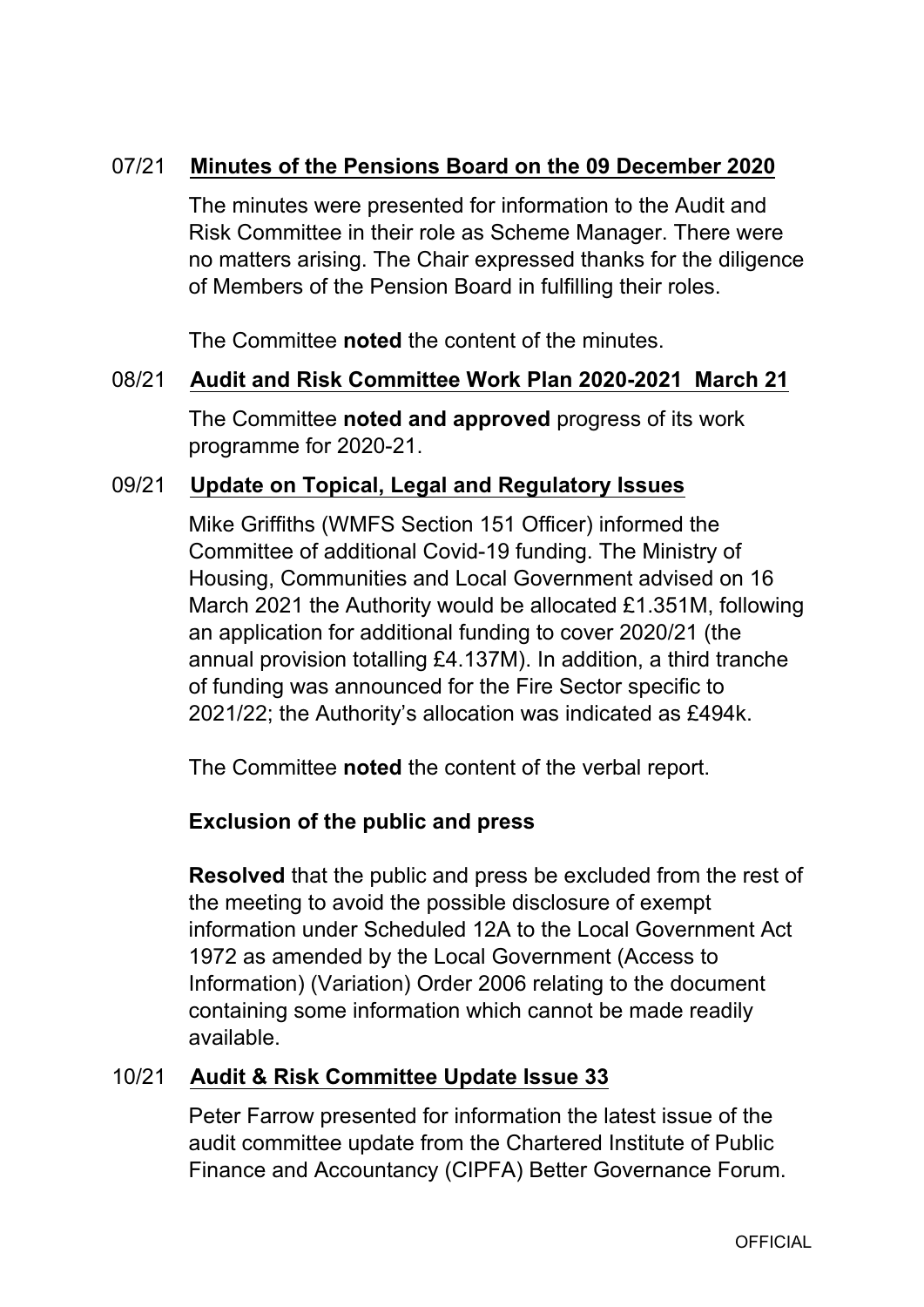## 07/21 Minutes of the Pensions Board on the 09 December 2020

The minutes were presented for information to the Audit and Risk Committee in their role as Scheme Manager. There were no matters arising. The Chair expressed thanks for the diligence of Members of the Pension Board in fulfilling their roles.

The Committee **noted** the content of the minutes.

## 08/21 Audit and Risk Committee Work Plan 2020-2021 March 21

The Committee **noted and approved** progress of its work programme for 2020-21.

## 09/21 Update on Topical, Legal and Regulatory Issues

Mike Griffiths (WMFS Section 151 Officer) informed the Committee of additional Covid-19 funding. The Ministry of Housing, Communities and Local Government advised on 16 March 2021 the Authority would be allocated £1.351M, following an application for additional funding to cover 2020/21 (the annual provision totalling £4.137M). In addition, a third tranche of funding was announced for the Fire Sector specific to 2021/22; the Authority's allocation was indicated as £494k.

The Committee **noted** the content of the verbal report.

**Exclusion of the public and press**

**Resolved** that the public and press be excluded from the rest of the meeting to avoid the possible disclosure of exempt information under Scheduled 12A to the Local Government Act 1972 as amended by the Local Government (Access to Information) (Variation) Order 2006 relating to the document containing some information which cannot be made readily available.

## 10/21 Audit & Risk Committee Update Issue 33

Peter Farrow presented for information the latest issue of the audit committee update from the Chartered Institute of Public Finance and Accountancy (CIPFA) Better Governance Forum.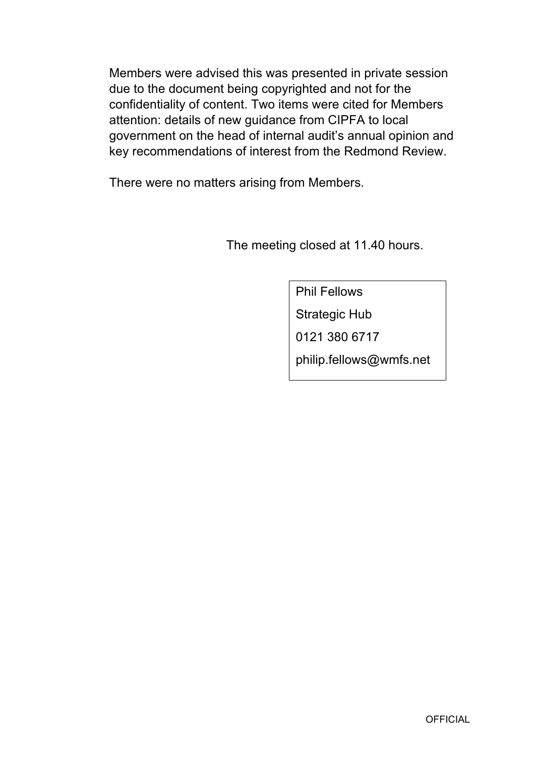Members were advised this was presented in private session due to the document being copyrighted and not for the confidentiality of content. Two items were cited for Members attention: details of new guidance from CIPFA to local government on the head of internal audit's annual opinion and key recommendations of interest from the Redmond Review.

There were no matters arising from Members.

The meeting closed at 11.40 hours.

Phil Fellows
Strategic Hub
0121 380 6717
philip.fellows@wmfs.net